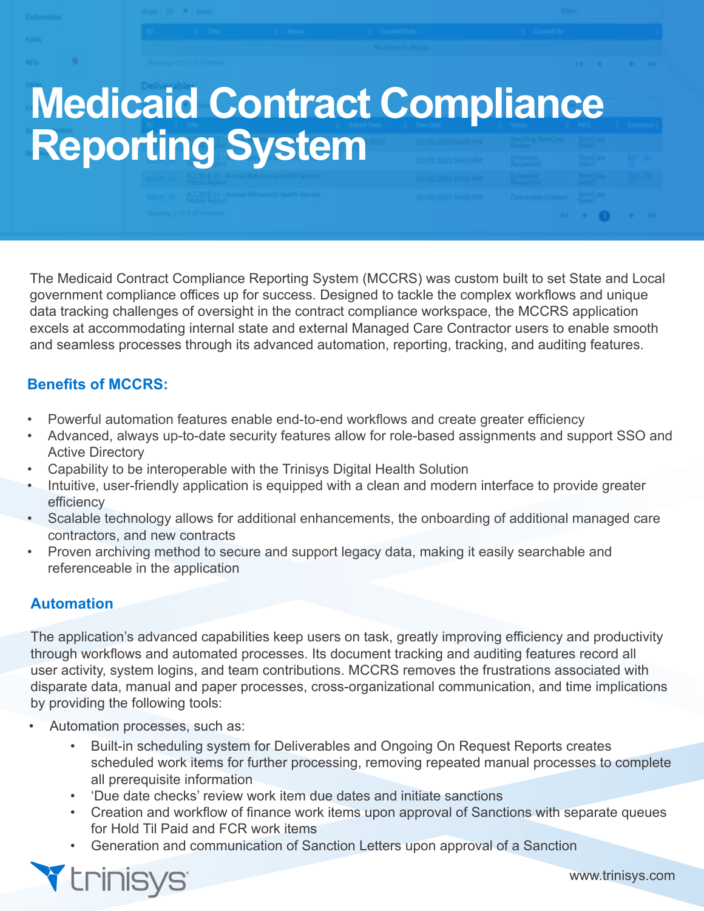# Medicaid Contract Compliance Reporting System

The Medicaid Contract Compliance Reporting System (MCCRS) was custom built to set State and Local government compliance offices up for success. Designed to tackle the complex workflows and unique data tracking challenges of oversight in the contract compliance workspace, the MCCRS application excels at accommodating internal state and external Managed Care Contractor users to enable smooth and seamless processes through its advanced automation, reporting, tracking, and auditing features.

## Benefits of MCCRS:

- Powerful automation features enable end-to-end workflows and create greater efficiency
- Advanced, always up-to-date security features allow for role-based assignments and support SSO and Active Directory
- Capability to be interoperable with the Trinisys Digital Health Solution
- Intuitive, user-friendly application is equipped with a clean and modern interface to provide greater efficiency
- Scalable technology allows for additional enhancements, the onboarding of additional managed care contractors, and new contracts
- Proven archiving method to secure and support legacy data, making it easily searchable and referenceable in the application

## Automation

The application's advanced capabilities keep users on task, greatly improving efficiency and productivity through workflows and automated processes. Its document tracking and auditing features record all user activity, system logins, and team contributions. MCCRS removes the frustrations associated with disparate data, manual and paper processes, cross-organizational communication, and time implications by providing the following tools:

- Automation processes, such as:
  - Built-in scheduling system for Deliverables and Ongoing On Request Reports creates scheduled work items for further processing, removing repeated manual processes to complete all prerequisite information
  - 'Due date checks' review work item due dates and initiate sanctions
  - Creation and workflow of finance work items upon approval of Sanctions with separate queues for Hold Til Paid and FCR work items
  - Generation and communication of Sanction Letters upon approval of a Sanction

trinisys

www.trinisys.com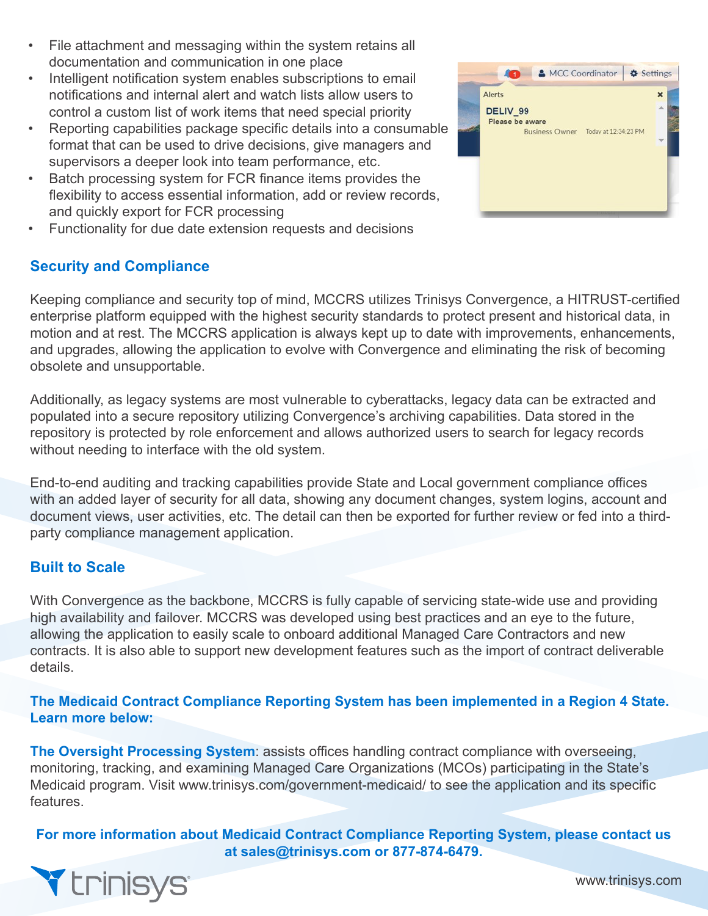- File attachment and messaging within the system retains all documentation and communication in one place
- Intelligent notification system enables subscriptions to email notifications and internal alert and watch lists allow users to control a custom list of work items that need special priority
- Reporting capabilities package specific details into a consumable format that can be used to drive decisions, give managers and supervisors a deeper look into team performance, etc.
- Batch processing system for FCR finance items provides the flexibility to access essential information, add or review records, and quickly export for FCR processing
- Functionality for due date extension requests and decisions

## Security and Compliance

Keeping compliance and security top of mind, MCCRS utilizes Trinisys Convergence, a HITRUST-certified enterprise platform equipped with the highest security standards to protect present and historical data, in motion and at rest. The MCCRS application is always kept up to date with improvements, enhancements, and upgrades, allowing the application to evolve with Convergence and eliminating the risk of becoming obsolete and unsupportable.

Additionally, as legacy systems are most vulnerable to cyberattacks, legacy data can be extracted and populated into a secure repository utilizing Convergence's archiving capabilities. Data stored in the repository is protected by role enforcement and allows authorized users to search for legacy records without needing to interface with the old system.

End-to-end auditing and tracking capabilities provide State and Local government compliance offices with an added layer of security for all data, showing any document changes, system logins, account and document views, user activities, etc. The detail can then be exported for further review or fed into a third-party compliance management application.

## Built to Scale

With Convergence as the backbone, MCCRS is fully capable of servicing state-wide use and providing high availability and failover. MCCRS was developed using best practices and an eye to the future, allowing the application to easily scale to onboard additional Managed Care Contractors and new contracts. It is also able to support new development features such as the import of contract deliverable details.

**The Medicaid Contract Compliance Reporting System has been implemented in a Region 4 State. Learn more below:**

**The Oversight Processing System**: assists offices handling contract compliance with overseeing, monitoring, tracking, and examining Managed Care Organizations (MCOs) participating in the State's Medicaid program. Visit www.trinisys.com/government-medicaid/ to see the application and its specific features.

**For more information about Medicaid Contract Compliance Reporting System, please contact us at sales@trinisys.com or 877-874-6479.**

trinisys

www.trinisys.com